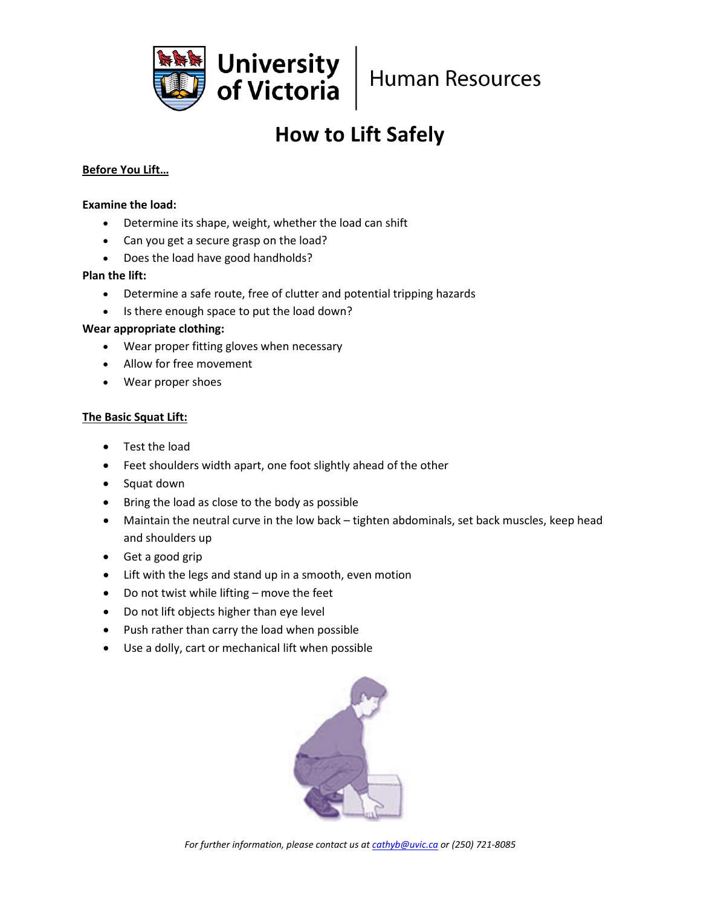University of Victoria | Human Resources

# How to Lift Safely

## Before You Lift…

**Examine the load:**

- Determine its shape, weight, whether the load can shift
- Can you get a secure grasp on the load?
- Does the load have good handholds?

**Plan the lift:**

- Determine a safe route, free of clutter and potential tripping hazards
- Is there enough space to put the load down?

**Wear appropriate clothing:**

- Wear proper fitting gloves when necessary
- Allow for free movement
- Wear proper shoes

## The Basic Squat Lift:

- Test the load
- Feet shoulders width apart, one foot slightly ahead of the other
- Squat down
- Bring the load as close to the body as possible
- Maintain the neutral curve in the low back – tighten abdominals, set back muscles, keep head and shoulders up
- Get a good grip
- Lift with the legs and stand up in a smooth, even motion
- Do not twist while lifting – move the feet
- Do not lift objects higher than eye level
- Push rather than carry the load when possible
- Use a dolly, cart or mechanical lift when possible

*For further information, please contact us at [cathyb@uvic.ca](mailto:cathyb@uvic.ca) or (250) 721-8085*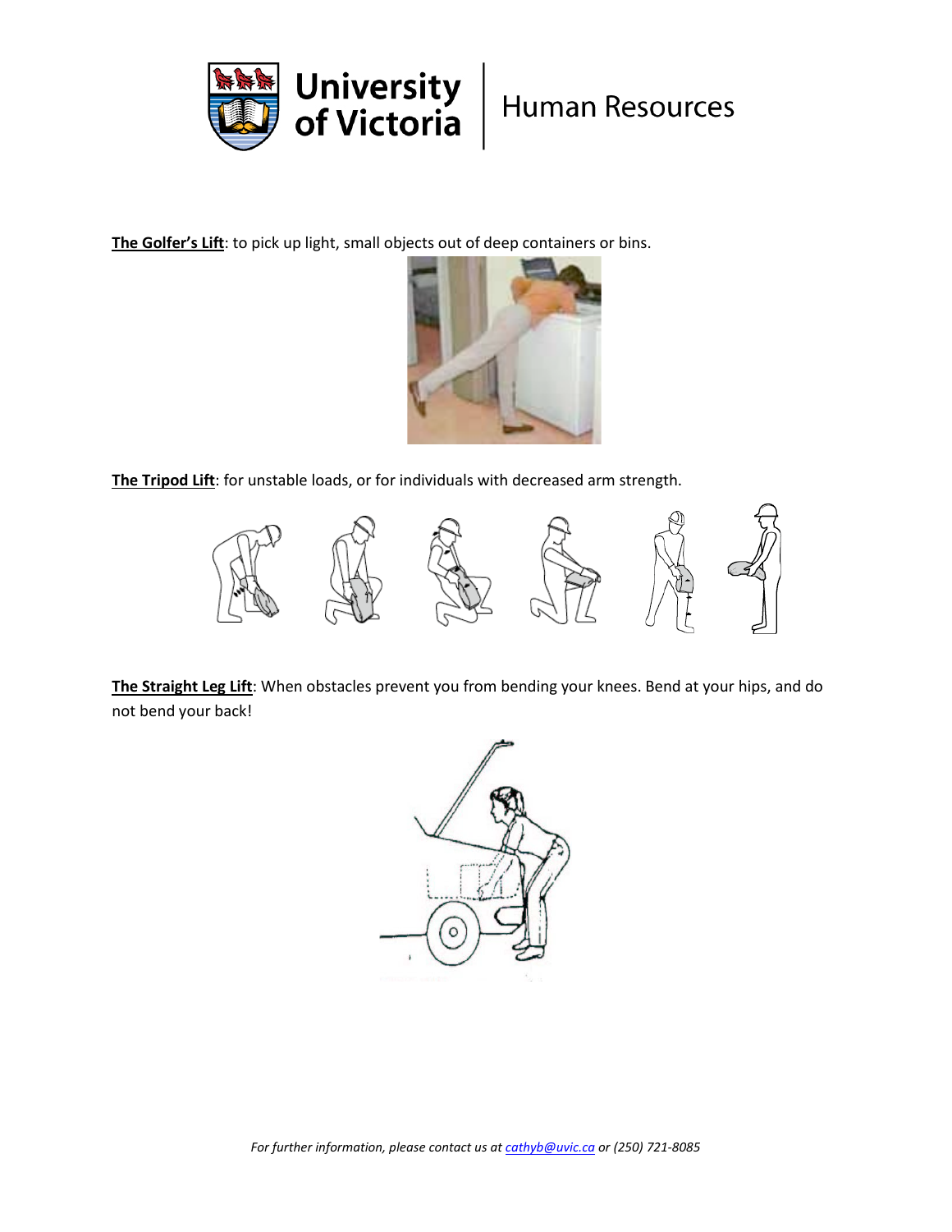**The Golfer's Lift**: to pick up light, small objects out of deep containers or bins.

**The Tripod Lift**: for unstable loads, or for individuals with decreased arm strength.

**The Straight Leg Lift**: When obstacles prevent you from bending your knees. Bend at your hips, and do not bend your back!

*For further information, please contact us at cathyb@uvic.ca or (250) 721-8085*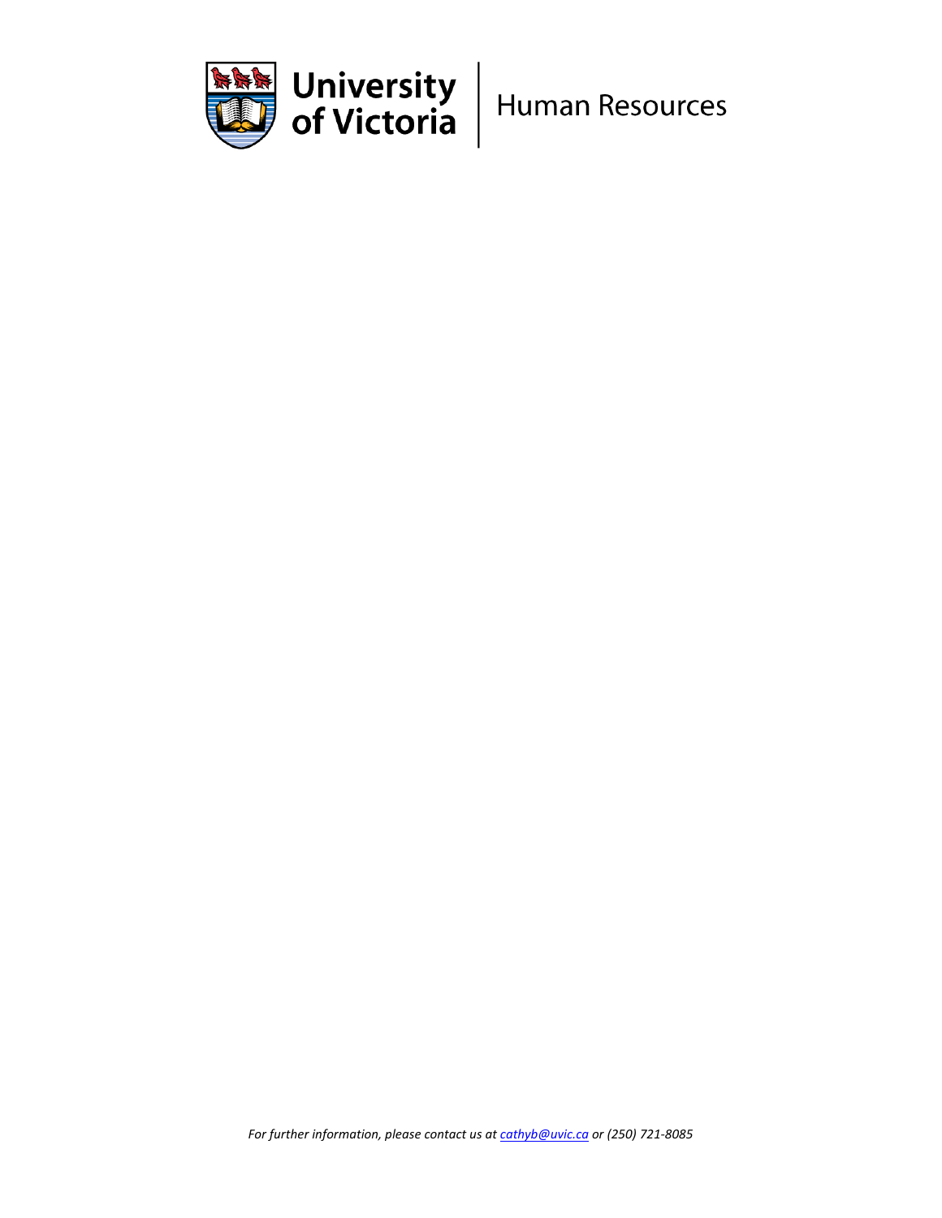*For further information, please contact us at [cathyb@uvic.ca](mailto:cathyb@uvic.ca) or (250) 721-8085*